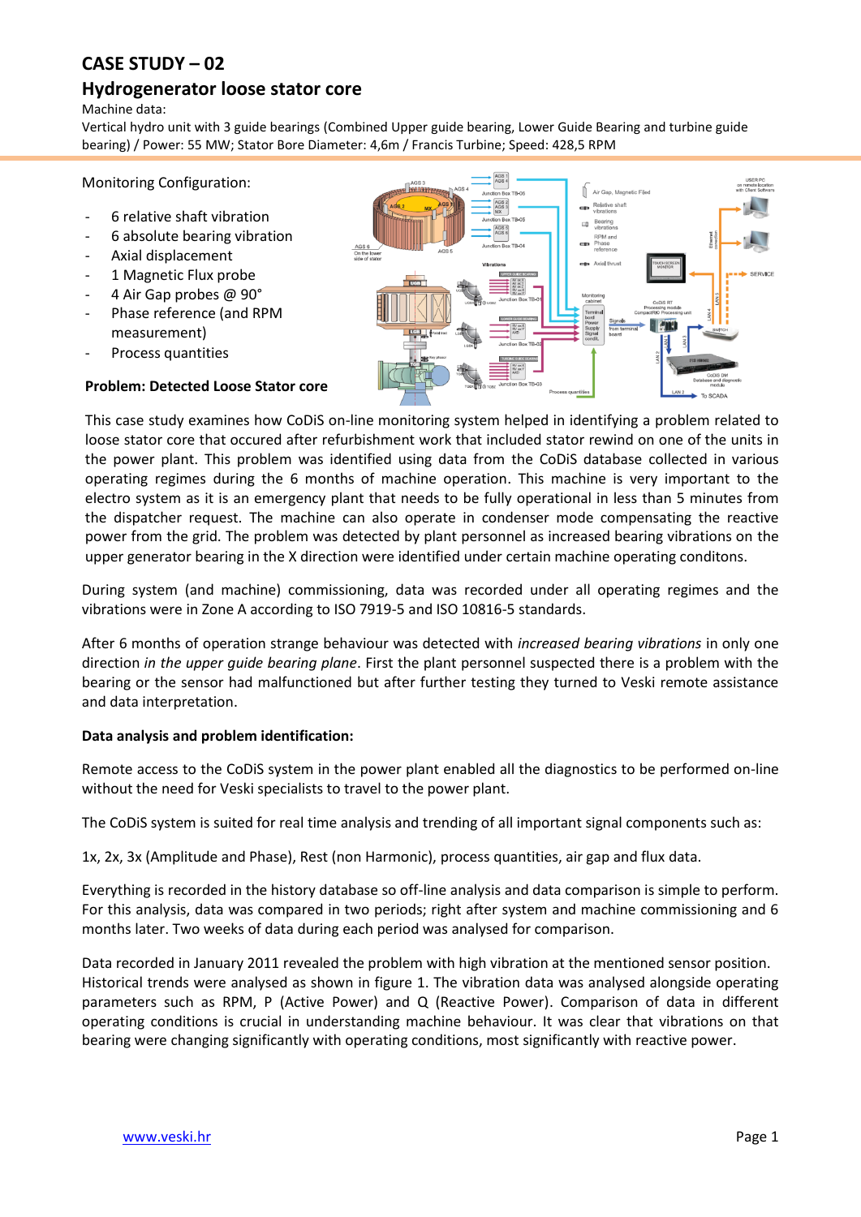# CASE STUDY – 02

## Hydrogenerator loose stator core

Machine data:

Vertical hydro unit with 3 guide bearings (Combined Upper guide bearing, Lower Guide Bearing and turbine guide bearing) / Power: 55 MW; Stator Bore Diameter: 4,6m / Francis Turbine; Speed: 428,5 RPM

Monitoring Configuration:

- 6 relative shaft vibration
- 6 absolute bearing vibration
- Axial displacement
- 1 Magnetic Flux probe
- 4 Air Gap probes @ 90°
- Phase reference (and RPM measurement)
- Process quantities

**Problem: Detected Loose Stator core**

This case study examines how CoDiS on-line monitoring system helped in identifying a problem related to loose stator core that occured after refurbishment work that included stator rewind on one of the units in the power plant. This problem was identified using data from the CoDiS database collected in various operating regimes during the 6 months of machine operation. This machine is very important to the electro system as it is an emergency plant that needs to be fully operational in less than 5 minutes from the dispatcher request. The machine can also operate in condenser mode compensating the reactive power from the grid. The problem was detected by plant personnel as increased bearing vibrations on the upper generator bearing in the X direction were identified under certain machine operating conditons.

During system (and machine) commissioning, data was recorded under all operating regimes and the vibrations were in Zone A according to ISO 7919-5 and ISO 10816-5 standards.

After 6 months of operation strange behaviour was detected with *increased bearing vibrations* in only one direction *in the upper guide bearing plane*. First the plant personnel suspected there is a problem with the bearing or the sensor had malfunctioned but after further testing they turned to Veski remote assistance and data interpretation.

**Data analysis and problem identification:**

Remote access to the CoDiS system in the power plant enabled all the diagnostics to be performed on-line without the need for Veski specialists to travel to the power plant.

The CoDiS system is suited for real time analysis and trending of all important signal components such as:

1x, 2x, 3x (Amplitude and Phase), Rest (non Harmonic), process quantities, air gap and flux data.

Everything is recorded in the history database so off-line analysis and data comparison is simple to perform. For this analysis, data was compared in two periods; right after system and machine commissioning and 6 months later. Two weeks of data during each period was analysed for comparison.

Data recorded in January 2011 revealed the problem with high vibration at the mentioned sensor position. Historical trends were analysed as shown in figure 1. The vibration data was analysed alongside operating parameters such as RPM, P (Active Power) and Q (Reactive Power). Comparison of data in different operating conditions is crucial in understanding machine behaviour. It was clear that vibrations on that bearing were changing significantly with operating conditions, most significantly with reactive power.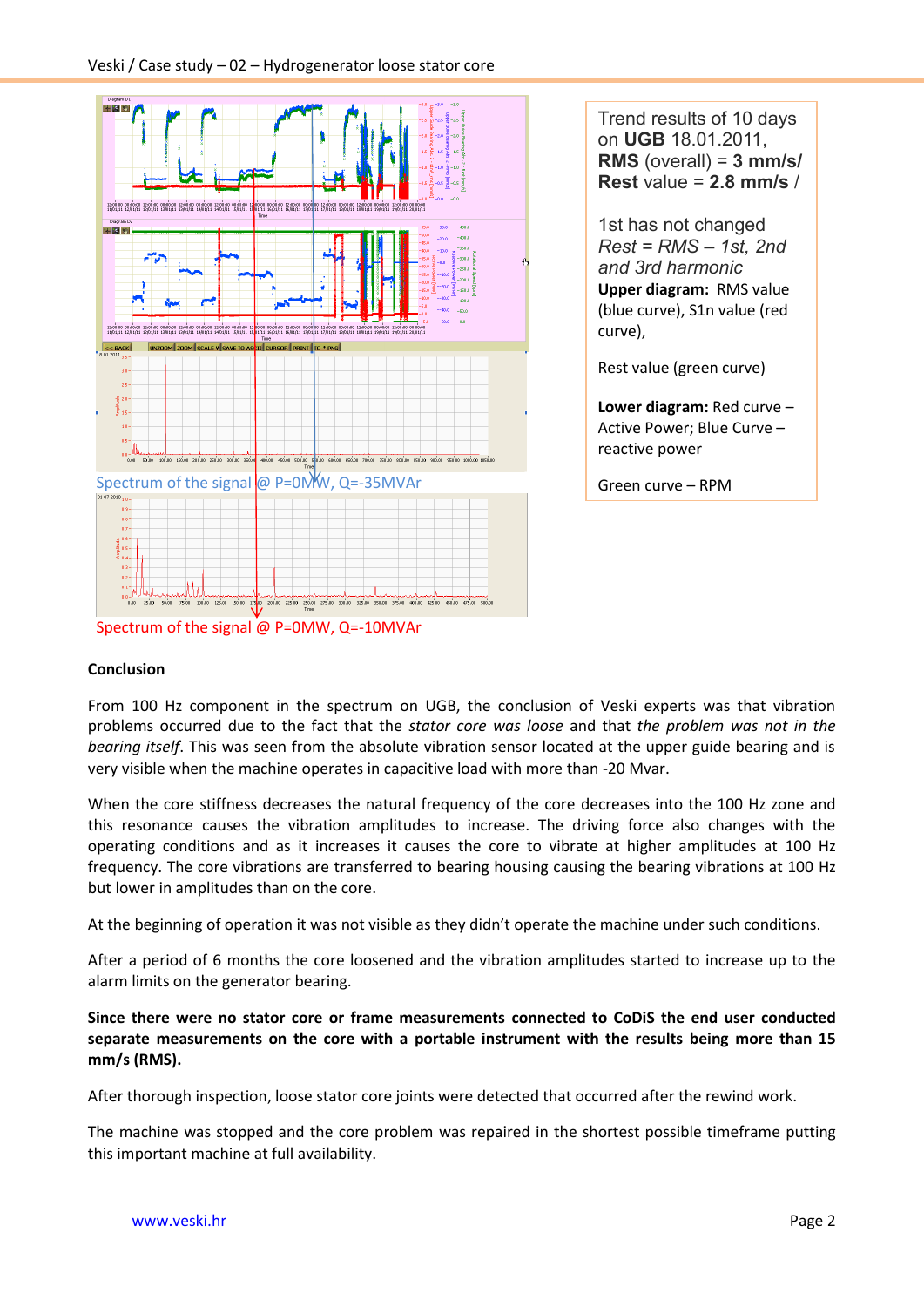Spectrum of the signal @ P=0MW, Q=-35MVAr

Spectrum of the signal @ P=0MW, Q=-10MVAr

Trend results of 10 days on **UGB** 18.01.2011, **RMS** (overall) = **3 mm/s/** **Rest** value = **2.8 mm/s** /

1st has not changed *Rest = RMS – 1st, 2nd and 3rd harmonic*

**Upper diagram:** RMS value (blue curve), S1n value (red curve),

Rest value (green curve)

**Lower diagram:** Red curve – Active Power; Blue Curve – reactive power

Green curve – RPM

**Conclusion**

From 100 Hz component in the spectrum on UGB, the conclusion of Veski experts was that vibration problems occurred due to the fact that the *stator core was loose* and that *the problem was not in the bearing itself*. This was seen from the absolute vibration sensor located at the upper guide bearing and is very visible when the machine operates in capacitive load with more than -20 Mvar.

When the core stiffness decreases the natural frequency of the core decreases into the 100 Hz zone and this resonance causes the vibration amplitudes to increase. The driving force also changes with the operating conditions and as it increases it causes the core to vibrate at higher amplitudes at 100 Hz frequency. The core vibrations are transferred to bearing housing causing the bearing vibrations at 100 Hz but lower in amplitudes than on the core.

At the beginning of operation it was not visible as they didn't operate the machine under such conditions.

After a period of 6 months the core loosened and the vibration amplitudes started to increase up to the alarm limits on the generator bearing.

**Since there were no stator core or frame measurements connected to CoDiS the end user conducted separate measurements on the core with a portable instrument with the results being more than 15 mm/s (RMS).**

After thorough inspection, loose stator core joints were detected that occurred after the rewind work.

The machine was stopped and the core problem was repaired in the shortest possible timeframe putting this important machine at full availability.